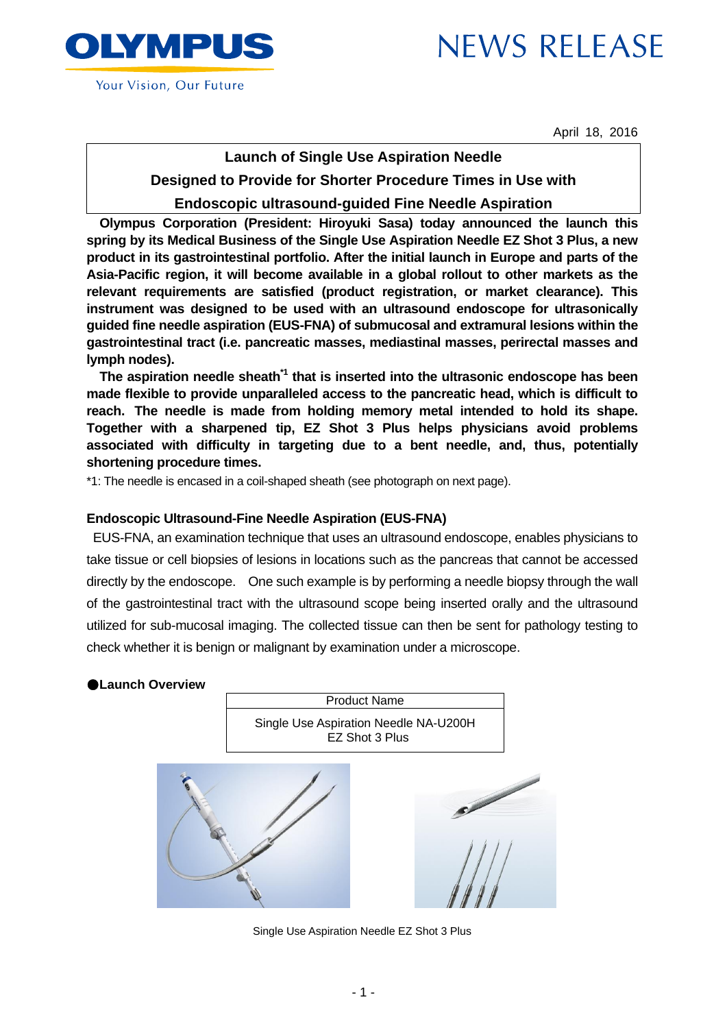OLYMPUS

Your Vision, Our Future

# NEWS RELEASE

April 18, 2016

## Launch of Single Use Aspiration Needle Designed to Provide for Shorter Procedure Times in Use with Endoscopic ultrasound-guided Fine Needle Aspiration

**Olympus Corporation (President: Hiroyuki Sasa) today announced the launch this spring by its Medical Business of the Single Use Aspiration Needle EZ Shot 3 Plus, a new product in its gastrointestinal portfolio. After the initial launch in Europe and parts of the Asia-Pacific region, it will become available in a global rollout to other markets as the relevant requirements are satisfied (product registration, or market clearance). This instrument was designed to be used with an ultrasound endoscope for ultrasonically guided fine needle aspiration (EUS-FNA) of submucosal and extramural lesions within the gastrointestinal tract (i.e. pancreatic masses, mediastinal masses, perirectal masses and lymph nodes).**

**The aspiration needle sheath[*1] that is inserted into the ultrasonic endoscope has been made flexible to provide unparalleled access to the pancreatic head, which is difficult to reach. The needle is made from holding memory metal intended to hold its shape. Together with a sharpened tip, EZ Shot 3 Plus helps physicians avoid problems associated with difficulty in targeting due to a bent needle, and, thus, potentially shortening procedure times.**

*1: The needle is encased in a coil-shaped sheath (see photograph on next page).

### Endoscopic Ultrasound-Fine Needle Aspiration (EUS-FNA)

EUS-FNA, an examination technique that uses an ultrasound endoscope, enables physicians to take tissue or cell biopsies of lesions in locations such as the pancreas that cannot be accessed directly by the endoscope. One such example is by performing a needle biopsy through the wall of the gastrointestinal tract with the ultrasound scope being inserted orally and the ultrasound utilized for sub-mucosal imaging. The collected tissue can then be sent for pathology testing to check whether it is benign or malignant by examination under a microscope.

### ●Launch Overview

| Product Name |
| --- |
| Single Use Aspiration Needle NA-U200H EZ Shot 3 Plus |

Single Use Aspiration Needle EZ Shot 3 Plus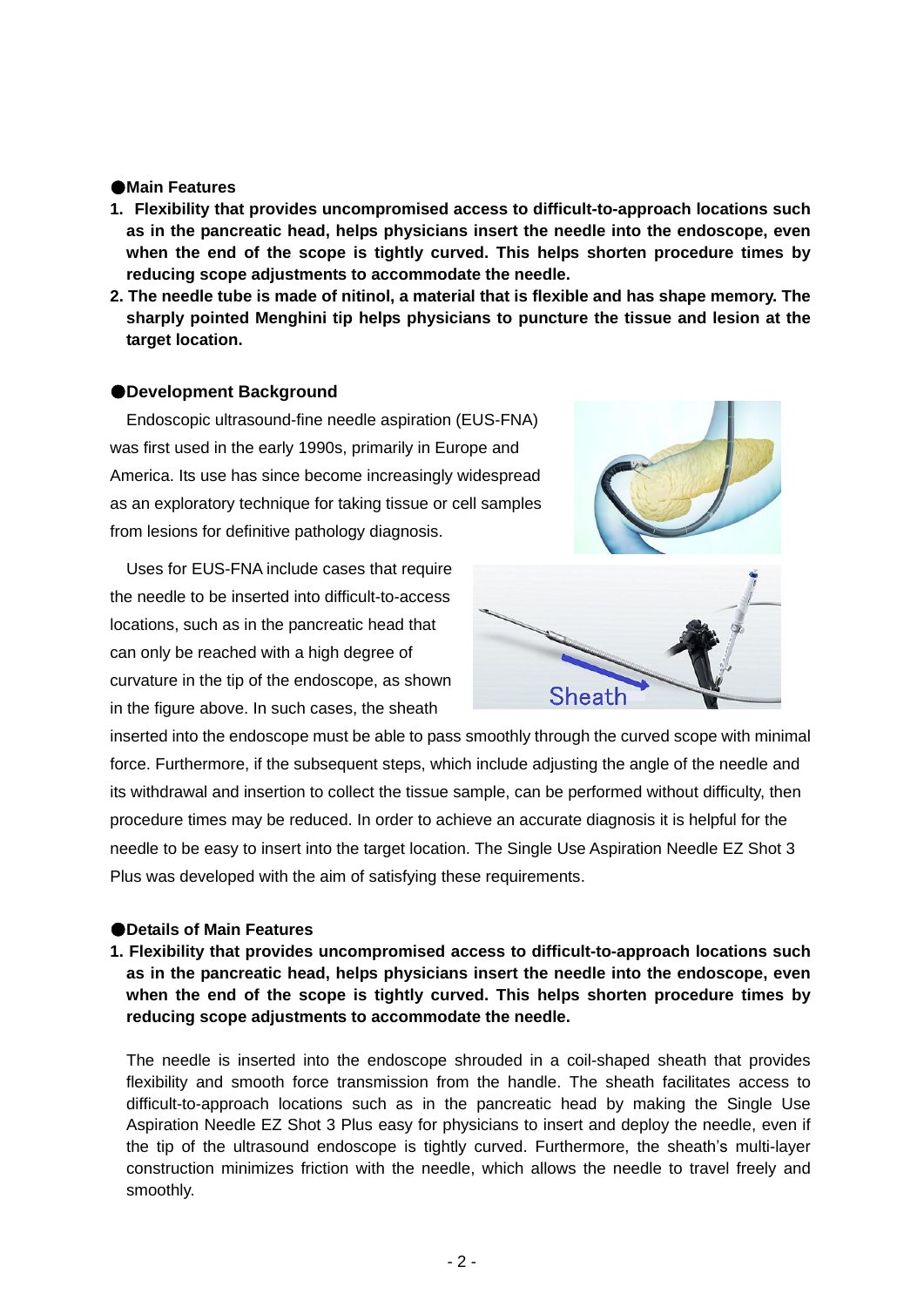●**Main Features**

1. **Flexibility that provides uncompromised access to difficult-to-approach locations such as in the pancreatic head, helps physicians insert the needle into the endoscope, even when the end of the scope is tightly curved. This helps shorten procedure times by reducing scope adjustments to accommodate the needle.**
2. **The needle tube is made of nitinol, a material that is flexible and has shape memory. The sharply pointed Menghini tip helps physicians to puncture the tissue and lesion at the target location.**

●**Development Background**

Endoscopic ultrasound-fine needle aspiration (EUS-FNA) was first used in the early 1990s, primarily in Europe and America. Its use has since become increasingly widespread as an exploratory technique for taking tissue or cell samples from lesions for definitive pathology diagnosis.

Uses for EUS-FNA include cases that require the needle to be inserted into difficult-to-access locations, such as in the pancreatic head that can only be reached with a high degree of curvature in the tip of the endoscope, as shown in the figure above. In such cases, the sheath inserted into the endoscope must be able to pass smoothly through the curved scope with minimal force. Furthermore, if the subsequent steps, which include adjusting the angle of the needle and its withdrawal and insertion to collect the tissue sample, can be performed without difficulty, then procedure times may be reduced. In order to achieve an accurate diagnosis it is helpful for the needle to be easy to insert into the target location. The Single Use Aspiration Needle EZ Shot 3 Plus was developed with the aim of satisfying these requirements.

Sheath

●**Details of Main Features**

1. **Flexibility that provides uncompromised access to difficult-to-approach locations such as in the pancreatic head, helps physicians insert the needle into the endoscope, even when the end of the scope is tightly curved. This helps shorten procedure times by reducing scope adjustments to accommodate the needle.**

   The needle is inserted into the endoscope shrouded in a coil-shaped sheath that provides flexibility and smooth force transmission from the handle. The sheath facilitates access to difficult-to-approach locations such as in the pancreatic head by making the Single Use Aspiration Needle EZ Shot 3 Plus easy for physicians to insert and deploy the needle, even if the tip of the ultrasound endoscope is tightly curved. Furthermore, the sheath's multi-layer construction minimizes friction with the needle, which allows the needle to travel freely and smoothly.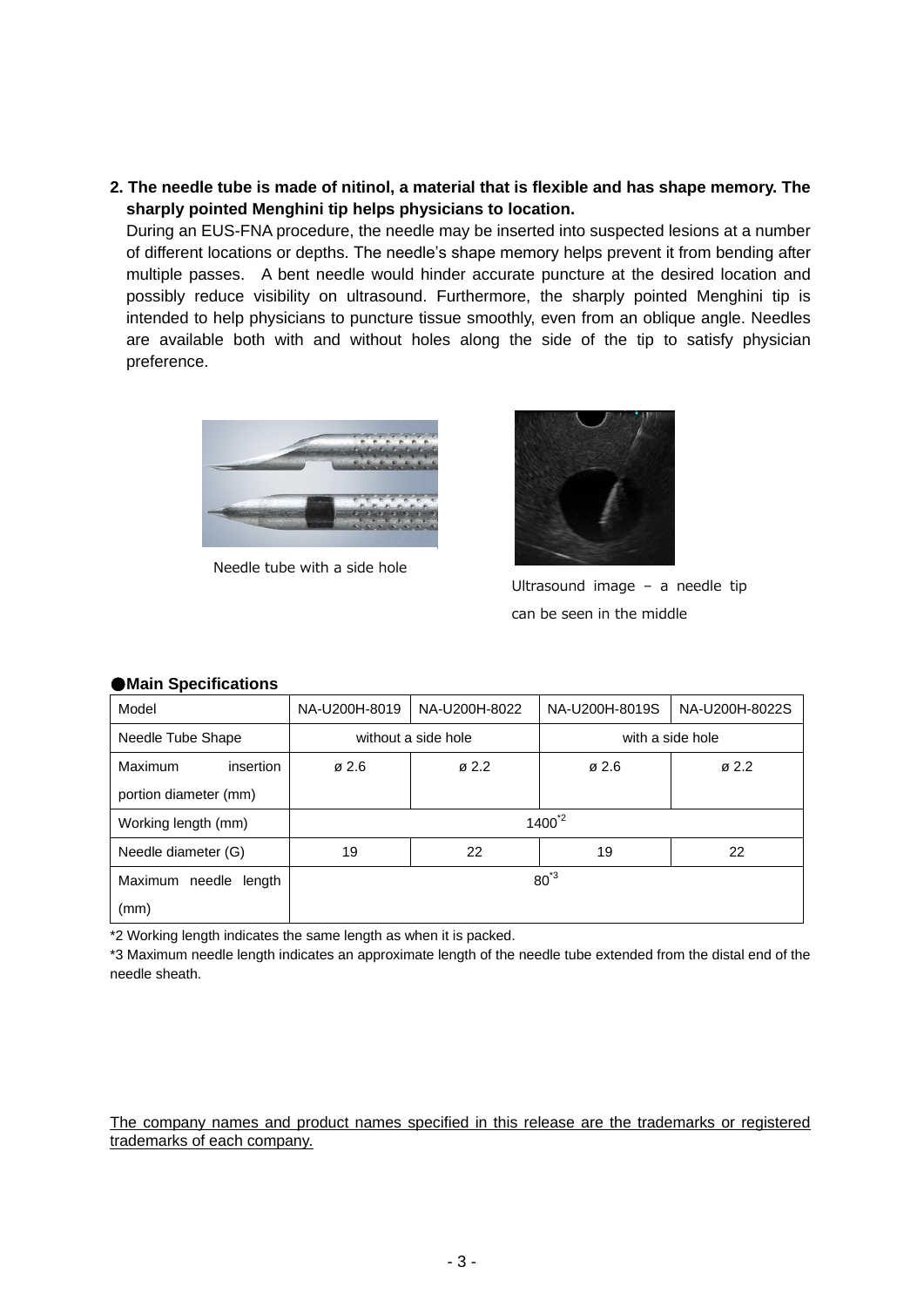**2. The needle tube is made of nitinol, a material that is flexible and has shape memory. The sharply pointed Menghini tip helps physicians to location.**

During an EUS-FNA procedure, the needle may be inserted into suspected lesions at a number of different locations or depths. The needle's shape memory helps prevent it from bending after multiple passes. A bent needle would hinder accurate puncture at the desired location and possibly reduce visibility on ultrasound. Furthermore, the sharply pointed Menghini tip is intended to help physicians to puncture tissue smoothly, even from an oblique angle. Needles are available both with and without holes along the side of the tip to satisfy physician preference.

Needle tube with a side hole

Ultrasound image – a needle tip can be seen in the middle

**●Main Specifications**

| Model | NA-U200H-8019 | NA-U200H-8022 | NA-U200H-8019S | NA-U200H-8022S |
|---|---|---|---|---|
| Needle Tube Shape | without a side hole | | with a side hole | |
| Maximum insertion portion diameter (mm) | ø 2.6 | ø 2.2 | ø 2.6 | ø 2.2 |
| Working length (mm) | 1400*2 | | | |
| Needle diameter (G) | 19 | 22 | 19 | 22 |
| Maximum needle length (mm) | 80*3 | | | |

*2 Working length indicates the same length as when it is packed.

*3 Maximum needle length indicates an approximate length of the needle tube extended from the distal end of the needle sheath.

The company names and product names specified in this release are the trademarks or registered trademarks of each company.